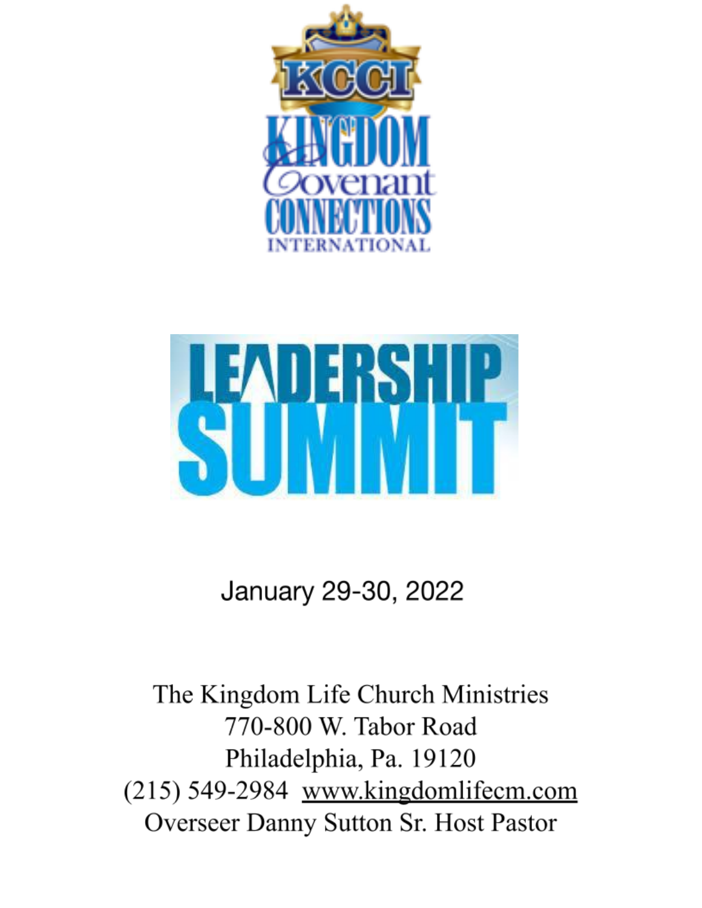# KCCI

# KINGDOM Covenant CONNECTIONS INTERNATIONAL

# LEADERSHIP SUMMIT

January 29-30, 2022

The Kingdom Life Church Ministries
770-800 W. Tabor Road
Philadelphia, Pa. 19120
(215) 549-2984 www.kingdomlifecm.com
Overseer Danny Sutton Sr. Host Pastor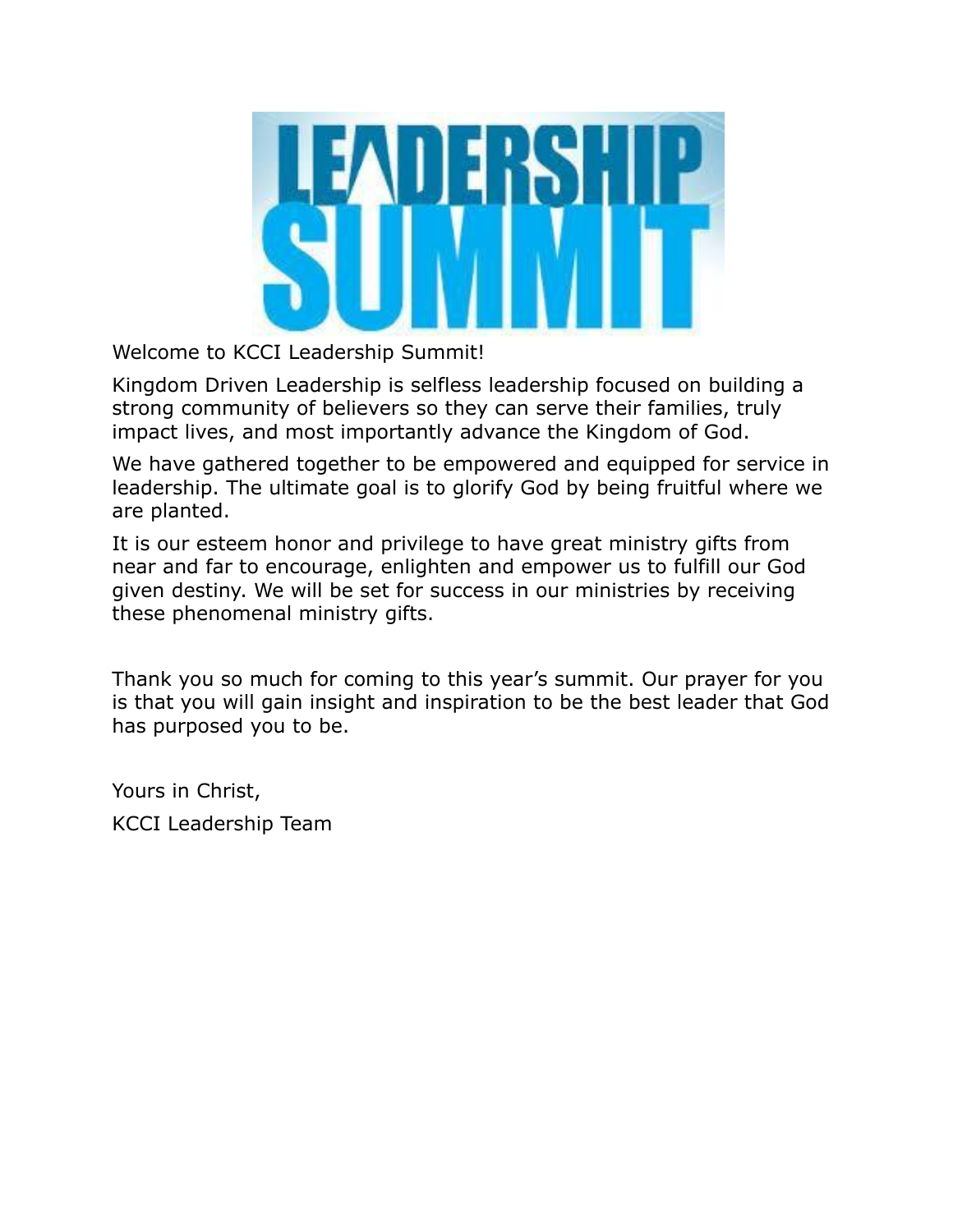# LEADERSHIP SUMMIT

Welcome to KCCI Leadership Summit!

Kingdom Driven Leadership is selfless leadership focused on building a strong community of believers so they can serve their families, truly impact lives, and most importantly advance the Kingdom of God.

We have gathered together to be empowered and equipped for service in leadership. The ultimate goal is to glorify God by being fruitful where we are planted.

It is our esteem honor and privilege to have great ministry gifts from near and far to encourage, enlighten and empower us to fulfill our God given destiny. We will be set for success in our ministries by receiving these phenomenal ministry gifts.

Thank you so much for coming to this year's summit. Our prayer for you is that you will gain insight and inspiration to be the best leader that God has purposed you to be.

Yours in Christ,

KCCI Leadership Team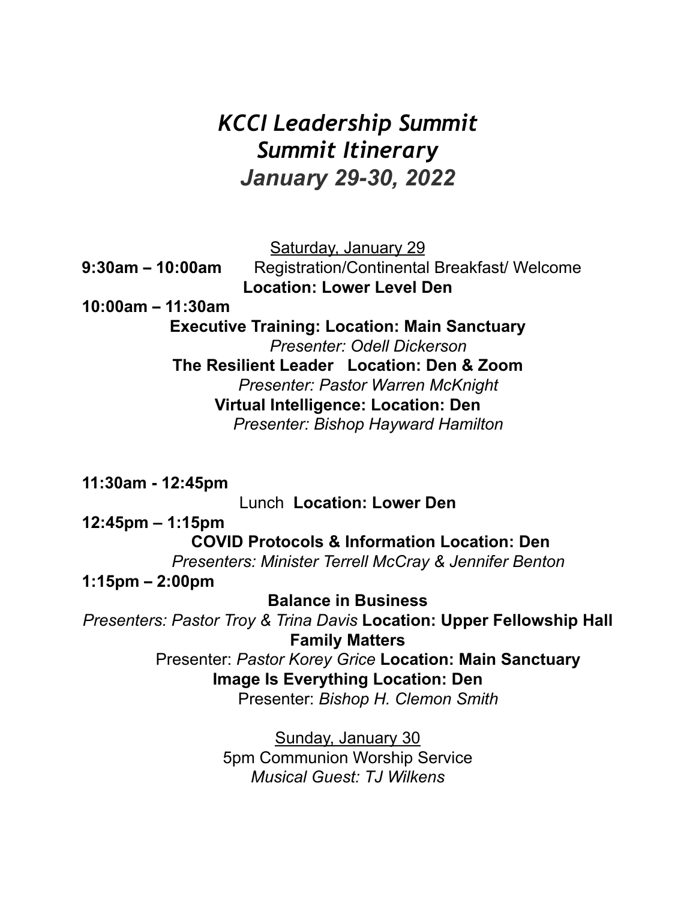# *KCCI Leadership Summit*
# *Summit Itinerary*
# *January 29-30, 2022*

Saturday, January 29

**9:30am – 10:00am** Registration/Continental Breakfast/ Welcome
**Location: Lower Level Den**

**10:00am – 11:30am**

**Executive Training: Location: Main Sanctuary**
*Presenter: Odell Dickerson*

**The Resilient Leader Location: Den & Zoom**
*Presenter: Pastor Warren McKnight*

**Virtual Intelligence: Location: Den**
*Presenter: Bishop Hayward Hamilton*

**11:30am - 12:45pm**

Lunch **Location: Lower Den**

**12:45pm – 1:15pm**

**COVID Protocols & Information Location: Den**
*Presenters: Minister Terrell McCray & Jennifer Benton*

**1:15pm – 2:00pm**

**Balance in Business**
*Presenters: Pastor Troy & Trina Davis* **Location: Upper Fellowship Hall**

**Family Matters**
Presenter: *Pastor Korey Grice* **Location: Main Sanctuary**

**Image Is Everything Location: Den**
Presenter: *Bishop H. Clemon Smith*

Sunday, January 30

5pm Communion Worship Service
*Musical Guest: TJ Wilkens*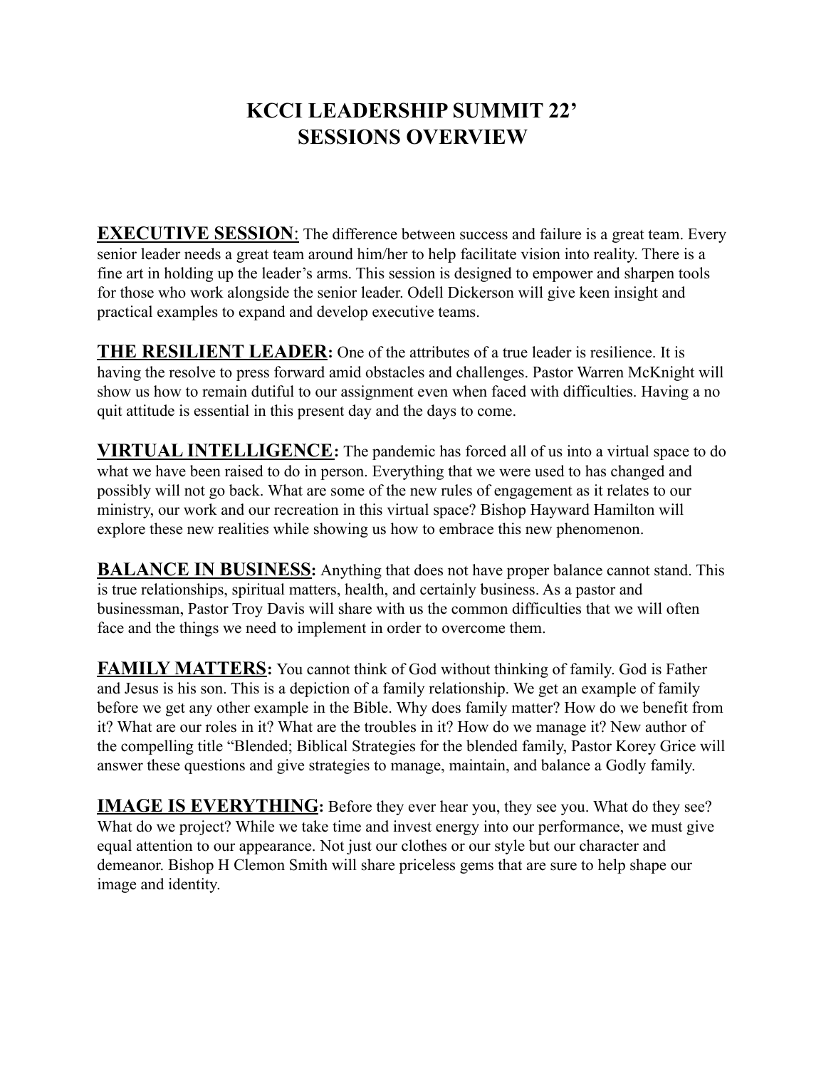# KCCI LEADERSHIP SUMMIT 22'
# SESSIONS OVERVIEW

**EXECUTIVE SESSION**: The difference between success and failure is a great team. Every senior leader needs a great team around him/her to help facilitate vision into reality. There is a fine art in holding up the leader's arms. This session is designed to empower and sharpen tools for those who work alongside the senior leader. Odell Dickerson will give keen insight and practical examples to expand and develop executive teams.

**THE RESILIENT LEADER:** One of the attributes of a true leader is resilience. It is having the resolve to press forward amid obstacles and challenges. Pastor Warren McKnight will show us how to remain dutiful to our assignment even when faced with difficulties. Having a no quit attitude is essential in this present day and the days to come.

**VIRTUAL INTELLIGENCE:** The pandemic has forced all of us into a virtual space to do what we have been raised to do in person. Everything that we were used to has changed and possibly will not go back. What are some of the new rules of engagement as it relates to our ministry, our work and our recreation in this virtual space? Bishop Hayward Hamilton will explore these new realities while showing us how to embrace this new phenomenon.

**BALANCE IN BUSINESS:** Anything that does not have proper balance cannot stand. This is true relationships, spiritual matters, health, and certainly business. As a pastor and businessman, Pastor Troy Davis will share with us the common difficulties that we will often face and the things we need to implement in order to overcome them.

**FAMILY MATTERS:** You cannot think of God without thinking of family. God is Father and Jesus is his son. This is a depiction of a family relationship. We get an example of family before we get any other example in the Bible. Why does family matter? How do we benefit from it? What are our roles in it? What are the troubles in it? How do we manage it? New author of the compelling title "Blended; Biblical Strategies for the blended family, Pastor Korey Grice will answer these questions and give strategies to manage, maintain, and balance a Godly family.

**IMAGE IS EVERYTHING:** Before they ever hear you, they see you. What do they see? What do we project? While we take time and invest energy into our performance, we must give equal attention to our appearance. Not just our clothes or our style but our character and demeanor. Bishop H Clemon Smith will share priceless gems that are sure to help shape our image and identity.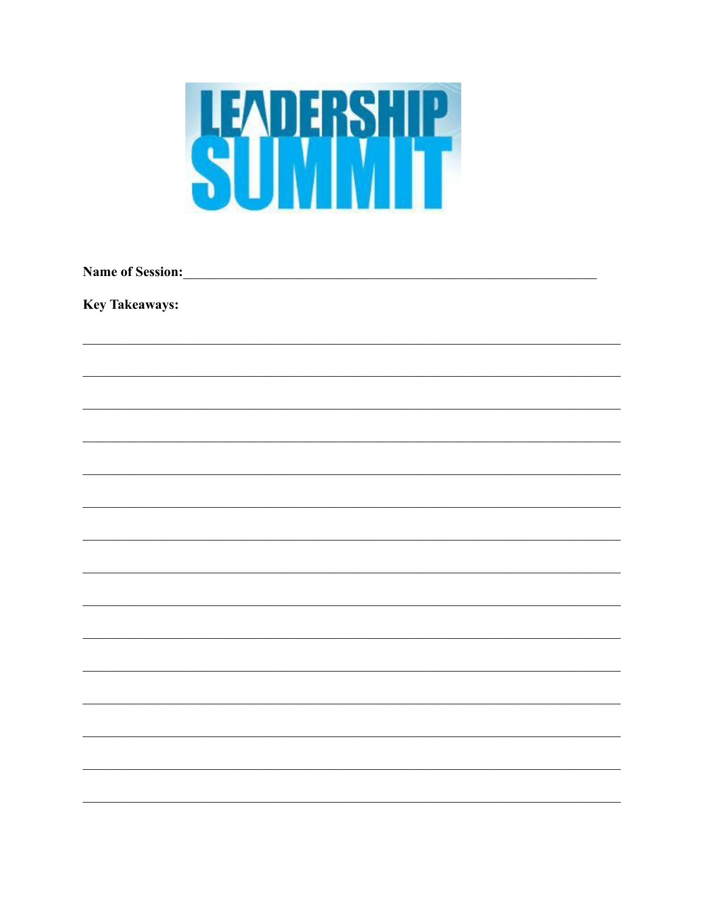LEADERSHIP SUMMIT

**Name of Session:**\_\_\_\_\_\_\_\_\_\_\_\_\_\_\_\_\_\_\_\_\_\_\_\_\_\_\_\_\_\_\_\_\_\_\_\_\_\_\_\_\_\_\_\_\_\_\_\_\_\_\_\_\_\_\_\_\_\_\_\_

**Key Takeaways:**

\_\_\_\_\_\_\_\_\_\_\_\_\_\_\_\_\_\_\_\_\_\_\_\_\_\_\_\_\_\_\_\_\_\_\_\_\_\_\_\_\_\_\_\_\_\_\_\_\_\_\_\_\_\_\_\_\_\_\_\_\_\_\_\_\_\_\_\_\_\_\_\_\_\_\_\_

\_\_\_\_\_\_\_\_\_\_\_\_\_\_\_\_\_\_\_\_\_\_\_\_\_\_\_\_\_\_\_\_\_\_\_\_\_\_\_\_\_\_\_\_\_\_\_\_\_\_\_\_\_\_\_\_\_\_\_\_\_\_\_\_\_\_\_\_\_\_\_\_\_\_\_\_

\_\_\_\_\_\_\_\_\_\_\_\_\_\_\_\_\_\_\_\_\_\_\_\_\_\_\_\_\_\_\_\_\_\_\_\_\_\_\_\_\_\_\_\_\_\_\_\_\_\_\_\_\_\_\_\_\_\_\_\_\_\_\_\_\_\_\_\_\_\_\_\_\_\_\_\_

\_\_\_\_\_\_\_\_\_\_\_\_\_\_\_\_\_\_\_\_\_\_\_\_\_\_\_\_\_\_\_\_\_\_\_\_\_\_\_\_\_\_\_\_\_\_\_\_\_\_\_\_\_\_\_\_\_\_\_\_\_\_\_\_\_\_\_\_\_\_\_\_\_\_\_\_

\_\_\_\_\_\_\_\_\_\_\_\_\_\_\_\_\_\_\_\_\_\_\_\_\_\_\_\_\_\_\_\_\_\_\_\_\_\_\_\_\_\_\_\_\_\_\_\_\_\_\_\_\_\_\_\_\_\_\_\_\_\_\_\_\_\_\_\_\_\_\_\_\_\_\_\_

\_\_\_\_\_\_\_\_\_\_\_\_\_\_\_\_\_\_\_\_\_\_\_\_\_\_\_\_\_\_\_\_\_\_\_\_\_\_\_\_\_\_\_\_\_\_\_\_\_\_\_\_\_\_\_\_\_\_\_\_\_\_\_\_\_\_\_\_\_\_\_\_\_\_\_\_

\_\_\_\_\_\_\_\_\_\_\_\_\_\_\_\_\_\_\_\_\_\_\_\_\_\_\_\_\_\_\_\_\_\_\_\_\_\_\_\_\_\_\_\_\_\_\_\_\_\_\_\_\_\_\_\_\_\_\_\_\_\_\_\_\_\_\_\_\_\_\_\_\_\_\_\_

\_\_\_\_\_\_\_\_\_\_\_\_\_\_\_\_\_\_\_\_\_\_\_\_\_\_\_\_\_\_\_\_\_\_\_\_\_\_\_\_\_\_\_\_\_\_\_\_\_\_\_\_\_\_\_\_\_\_\_\_\_\_\_\_\_\_\_\_\_\_\_\_\_\_\_\_

\_\_\_\_\_\_\_\_\_\_\_\_\_\_\_\_\_\_\_\_\_\_\_\_\_\_\_\_\_\_\_\_\_\_\_\_\_\_\_\_\_\_\_\_\_\_\_\_\_\_\_\_\_\_\_\_\_\_\_\_\_\_\_\_\_\_\_\_\_\_\_\_\_\_\_\_

\_\_\_\_\_\_\_\_\_\_\_\_\_\_\_\_\_\_\_\_\_\_\_\_\_\_\_\_\_\_\_\_\_\_\_\_\_\_\_\_\_\_\_\_\_\_\_\_\_\_\_\_\_\_\_\_\_\_\_\_\_\_\_\_\_\_\_\_\_\_\_\_\_\_\_\_

\_\_\_\_\_\_\_\_\_\_\_\_\_\_\_\_\_\_\_\_\_\_\_\_\_\_\_\_\_\_\_\_\_\_\_\_\_\_\_\_\_\_\_\_\_\_\_\_\_\_\_\_\_\_\_\_\_\_\_\_\_\_\_\_\_\_\_\_\_\_\_\_\_\_\_\_

\_\_\_\_\_\_\_\_\_\_\_\_\_\_\_\_\_\_\_\_\_\_\_\_\_\_\_\_\_\_\_\_\_\_\_\_\_\_\_\_\_\_\_\_\_\_\_\_\_\_\_\_\_\_\_\_\_\_\_\_\_\_\_\_\_\_\_\_\_\_\_\_\_\_\_\_

\_\_\_\_\_\_\_\_\_\_\_\_\_\_\_\_\_\_\_\_\_\_\_\_\_\_\_\_\_\_\_\_\_\_\_\_\_\_\_\_\_\_\_\_\_\_\_\_\_\_\_\_\_\_\_\_\_\_\_\_\_\_\_\_\_\_\_\_\_\_\_\_\_\_\_\_

\_\_\_\_\_\_\_\_\_\_\_\_\_\_\_\_\_\_\_\_\_\_\_\_\_\_\_\_\_\_\_\_\_\_\_\_\_\_\_\_\_\_\_\_\_\_\_\_\_\_\_\_\_\_\_\_\_\_\_\_\_\_\_\_\_\_\_\_\_\_\_\_\_\_\_\_

\_\_\_\_\_\_\_\_\_\_\_\_\_\_\_\_\_\_\_\_\_\_\_\_\_\_\_\_\_\_\_\_\_\_\_\_\_\_\_\_\_\_\_\_\_\_\_\_\_\_\_\_\_\_\_\_\_\_\_\_\_\_\_\_\_\_\_\_\_\_\_\_\_\_\_\_